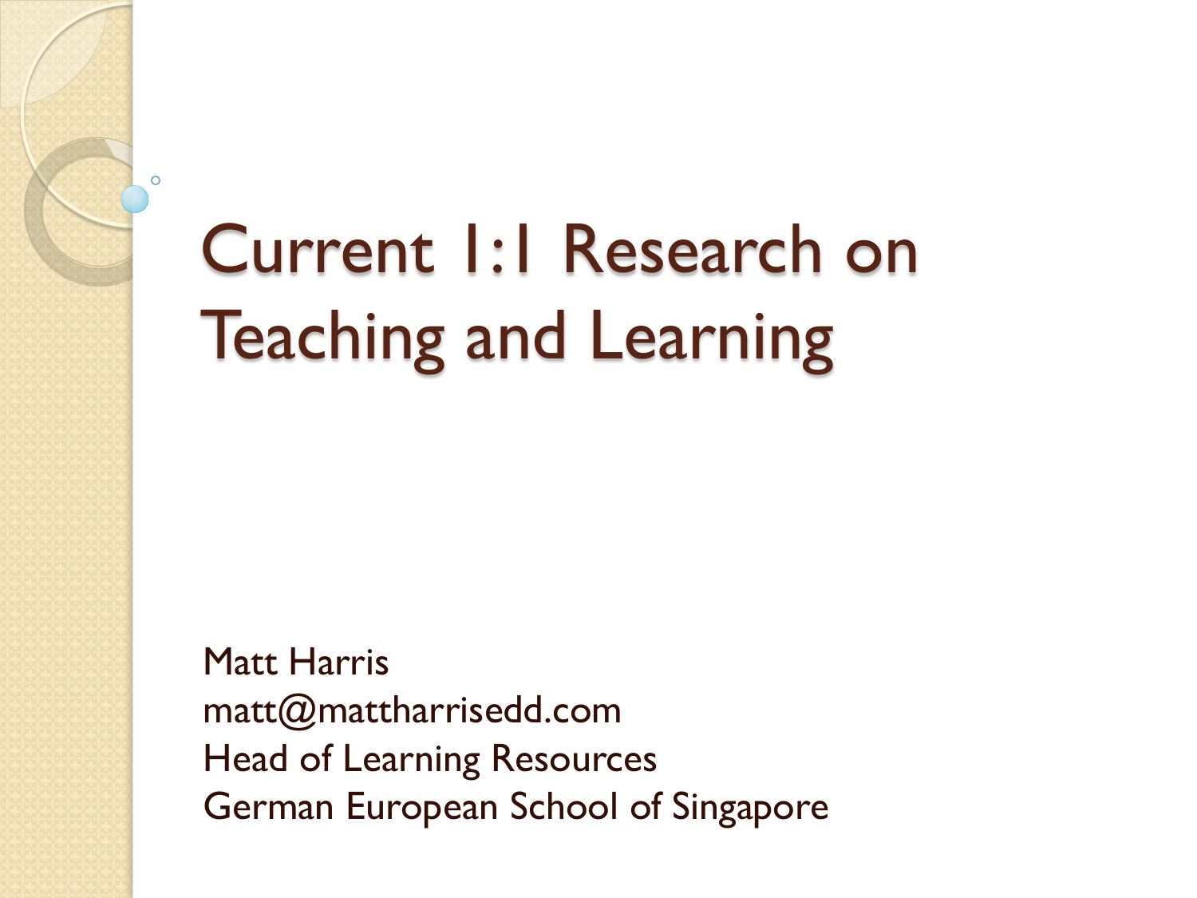# Current 1:1 Research on Teaching and Learning

Matt Harris
matt@mattharrisedd.com
Head of Learning Resources
German European School of Singapore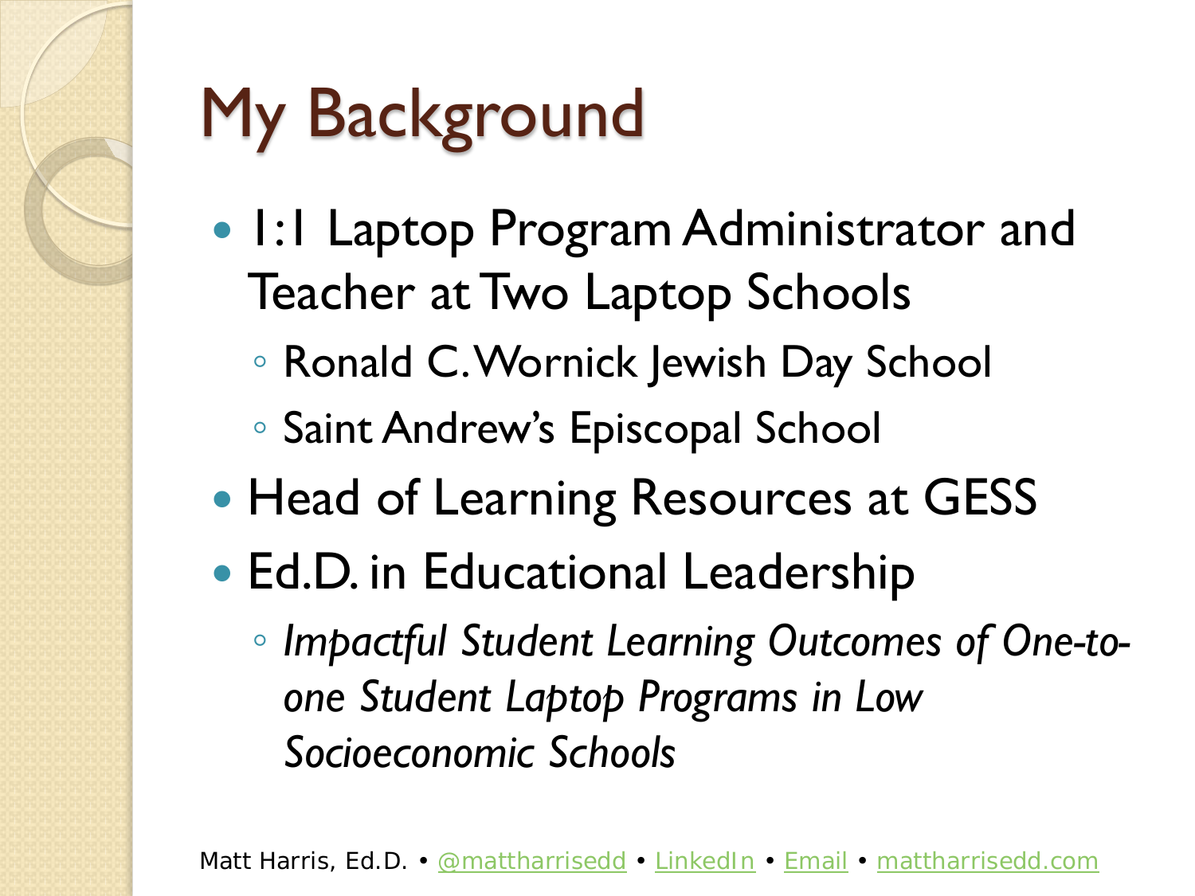# My Background

- 1:1 Laptop Program Administrator and Teacher at Two Laptop Schools
  - Ronald C. Wornick Jewish Day School
  - Saint Andrew's Episcopal School
- Head of Learning Resources at GESS
- Ed.D. in Educational Leadership
  - *Impactful Student Learning Outcomes of One-to-one Student Laptop Programs in Low Socioeconomic Schools*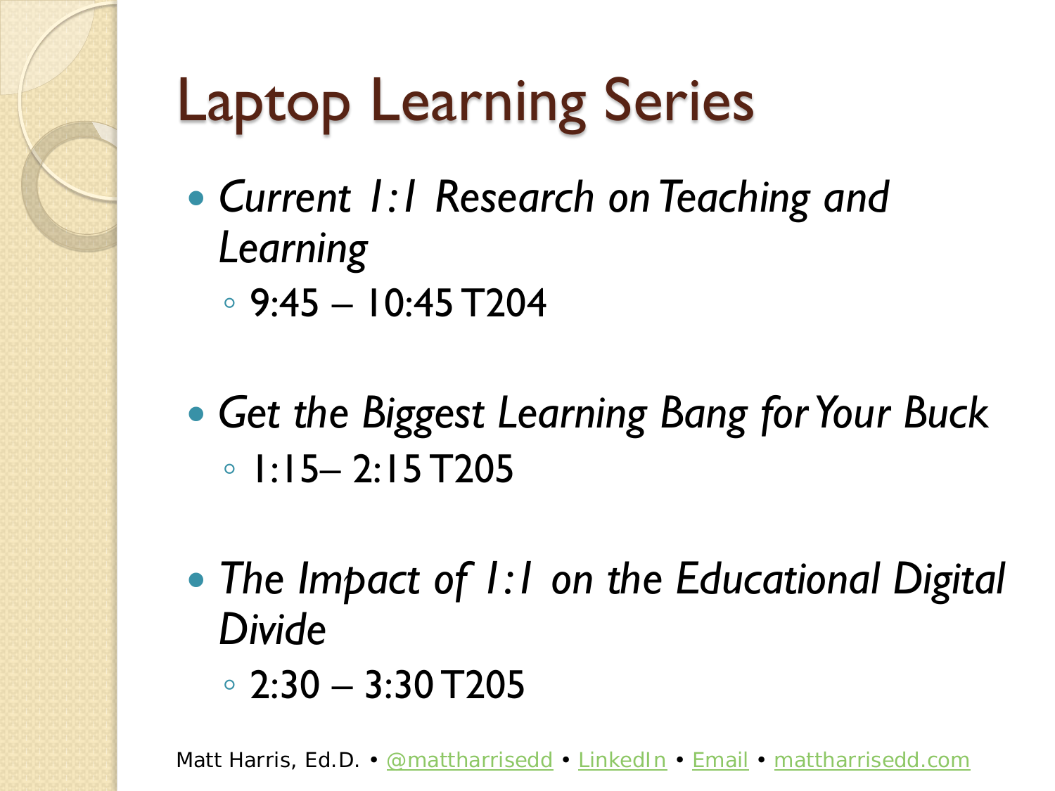# Laptop Learning Series

- *Current 1:1 Research on Teaching and Learning*
  - 9:45 – 10:45 T204
- *Get the Biggest Learning Bang for Your Buck*
  - 1:15– 2:15 T205
- *The Impact of 1:1 on the Educational Digital Divide*
  - 2:30 – 3:30 T205

Matt Harris, Ed.D. • @mattharrisedd • LinkedIn • Email • mattharrisedd.com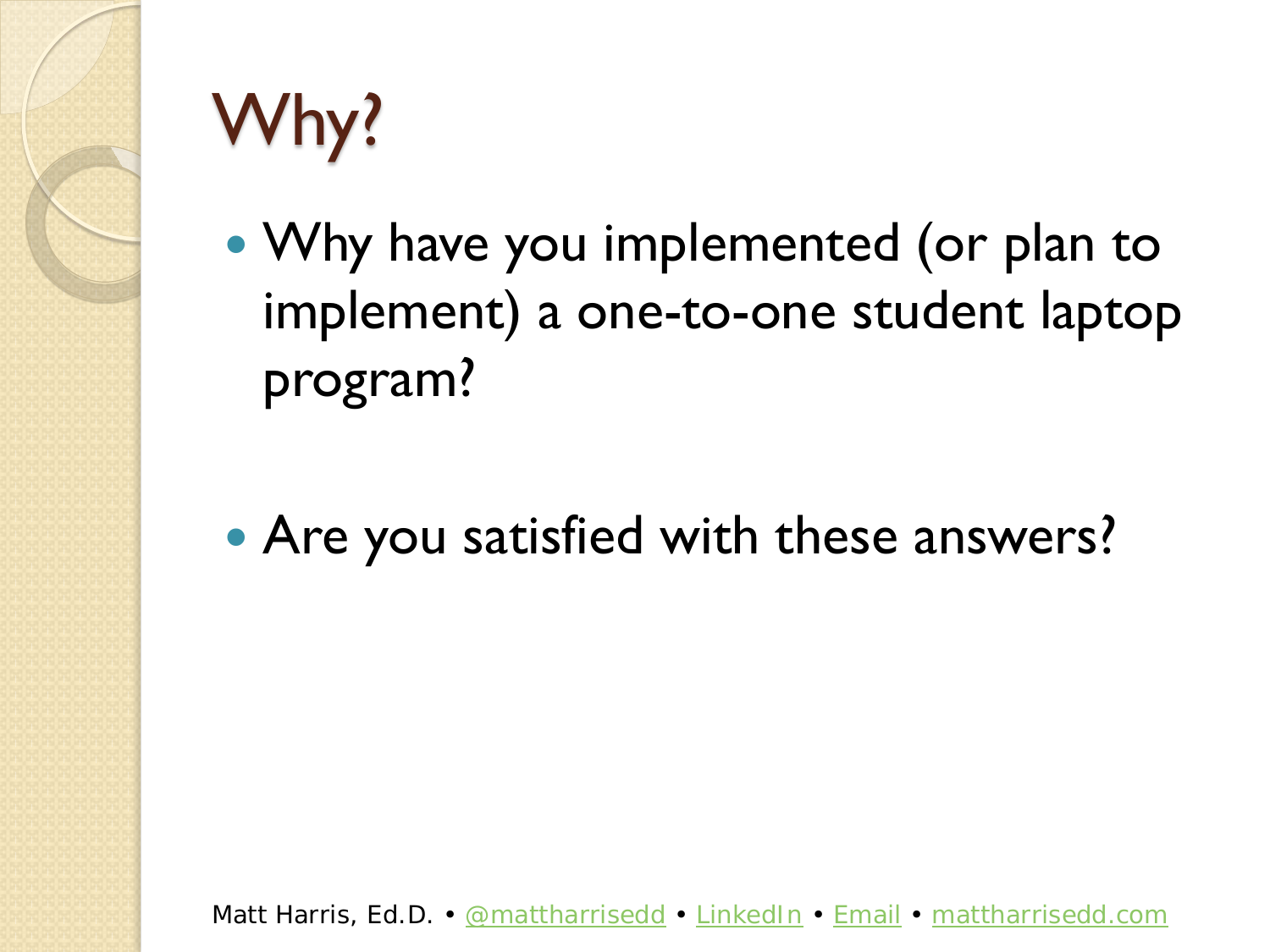# Why?

- Why have you implemented (or plan to implement) a one-to-one student laptop program?

- Are you satisfied with these answers?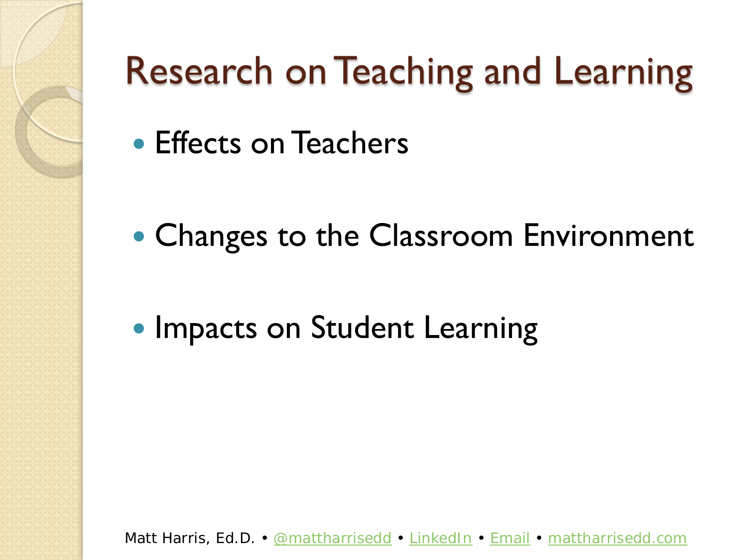# Research on Teaching and Learning

- Effects on Teachers
- Changes to the Classroom Environment
- Impacts on Student Learning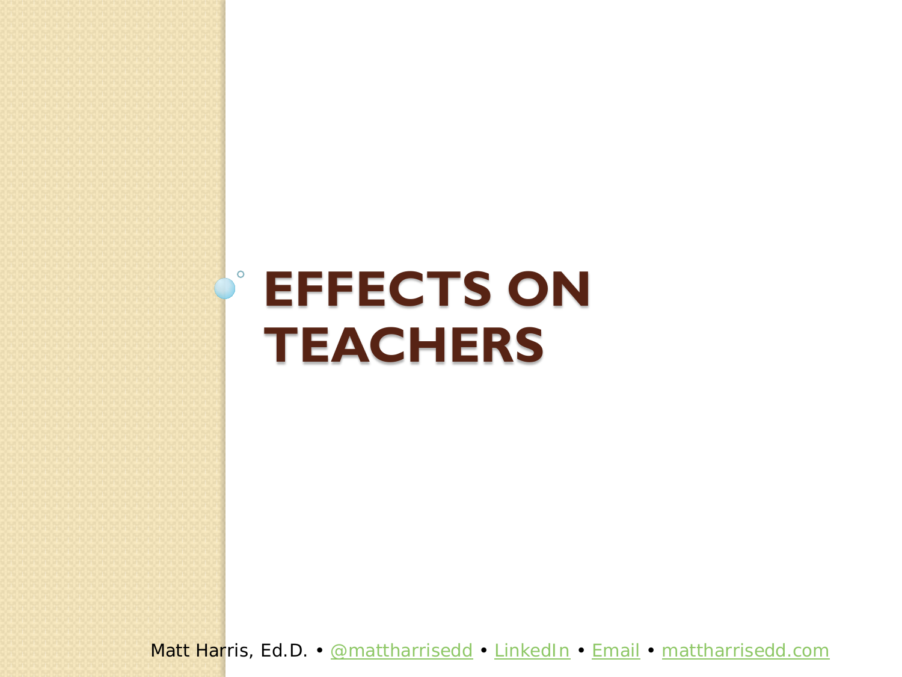# EFFECTS ON TEACHERS

Matt Harris, Ed.D. • @mattharrisedd • LinkedIn • Email • mattharrisedd.com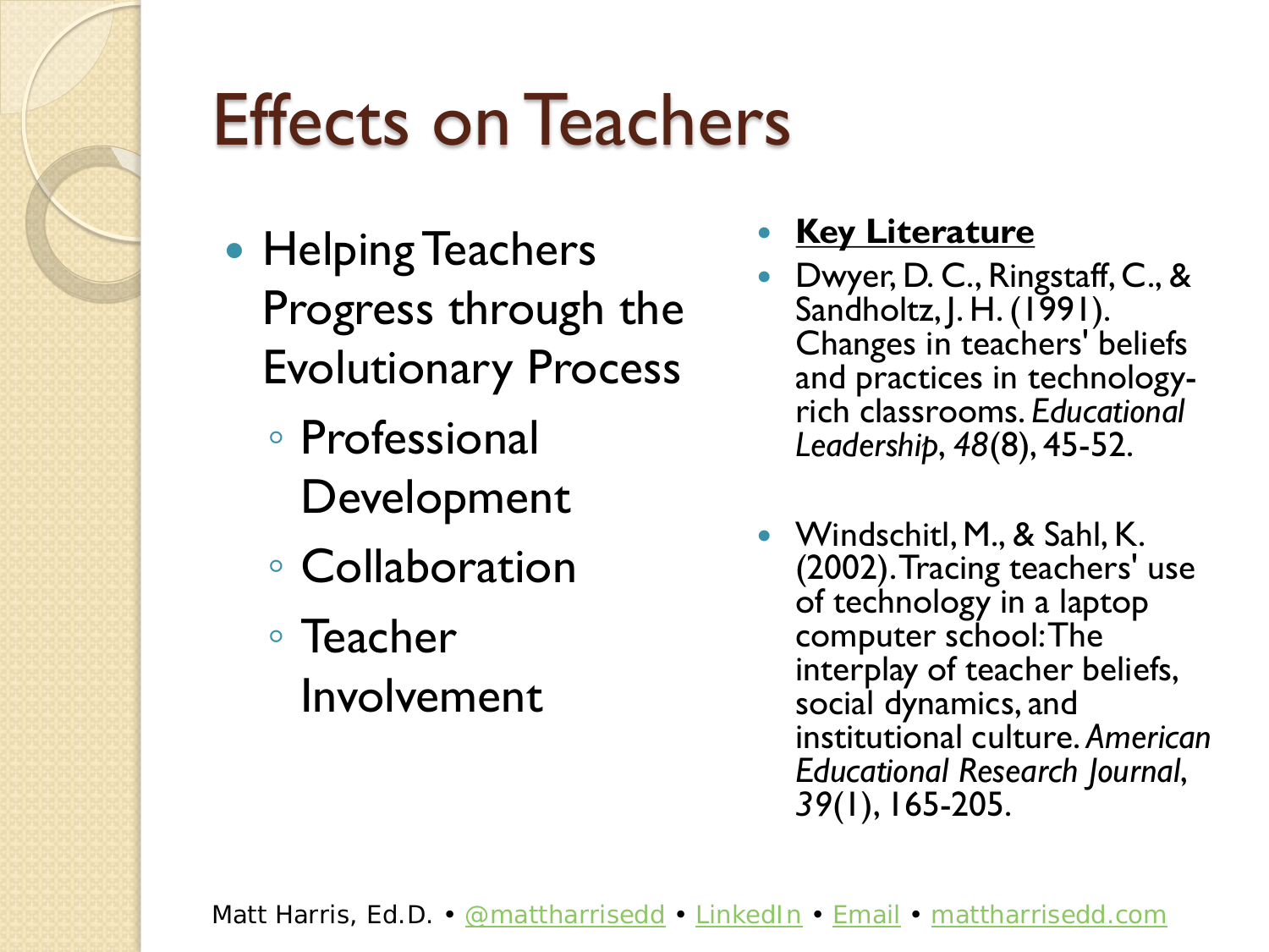# Effects on Teachers

- Helping Teachers Progress through the Evolutionary Process
  - Professional Development
  - Collaboration
  - Teacher Involvement

- **Key Literature**
- Dwyer, D. C., Ringstaff, C., & Sandholtz, J. H. (1991). Changes in teachers' beliefs and practices in technology-rich classrooms. *Educational Leadership*, *48*(8), 45-52.
- Windschitl, M., & Sahl, K. (2002). Tracing teachers' use of technology in a laptop computer school: The interplay of teacher beliefs, social dynamics, and institutional culture. *American Educational Research Journal*, *39*(1), 165-205.

Matt Harris, Ed.D. • @mattharrisedd • LinkedIn • Email • mattharrisedd.com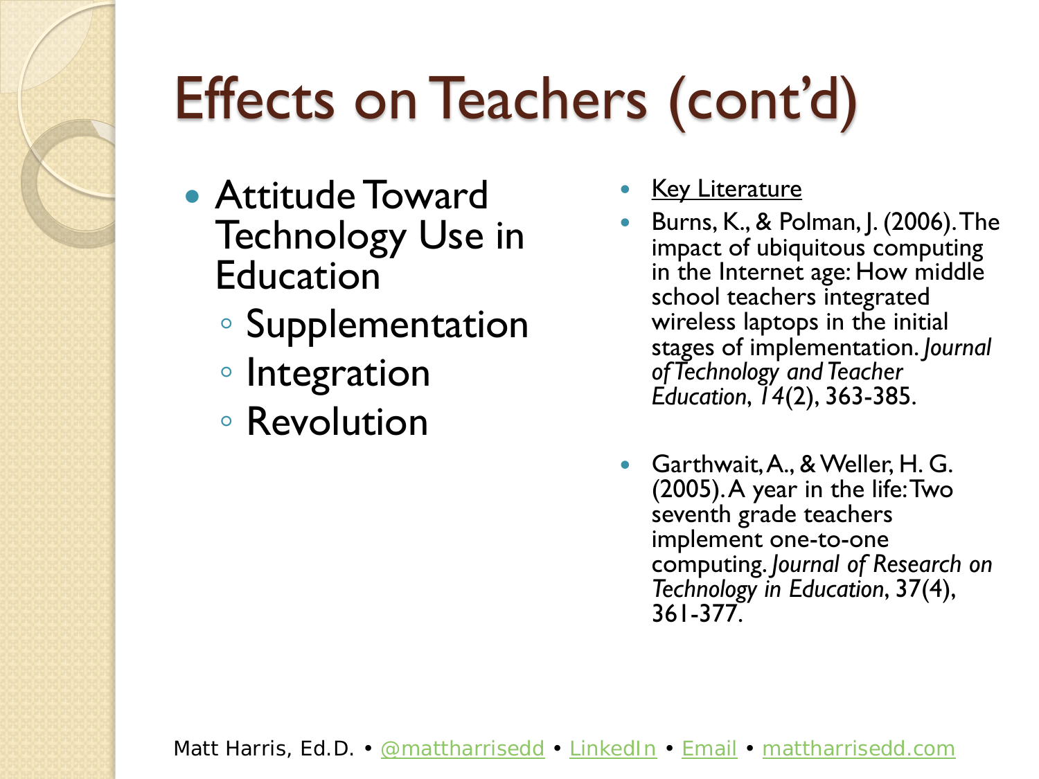# Effects on Teachers (cont'd)

- Attitude Toward Technology Use in Education
  - Supplementation
  - Integration
  - Revolution

- <u>Key Literature</u>
- Burns, K., & Polman, J. (2006). The impact of ubiquitous computing in the Internet age: How middle school teachers integrated wireless laptops in the initial stages of implementation. *Journal of Technology and Teacher Education*, *14*(2), 363-385.
- Garthwait, A., & Weller, H. G. (2005). A year in the life: Two seventh grade teachers implement one-to-one computing. *Journal of Research on Technology in Education*, 37(4), 361-377.

Matt Harris, Ed.D. • @mattharrisedd • LinkedIn • Email • mattharrisedd.com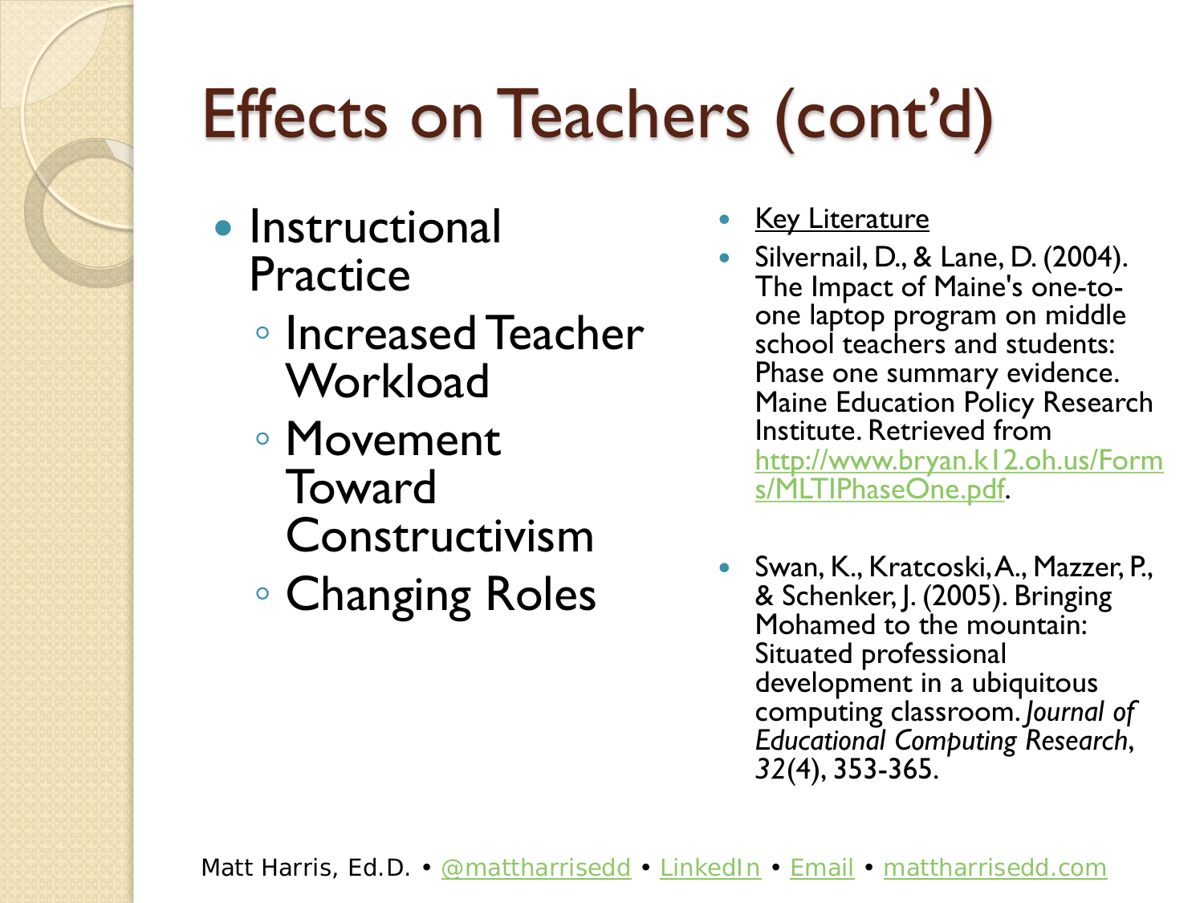# Effects on Teachers (cont'd)

- Instructional Practice
  - Increased Teacher Workload
  - Movement Toward Constructivism
  - Changing Roles

- Key Literature
- Silvernail, D., & Lane, D. (2004). The Impact of Maine's one-to-one laptop program on middle school teachers and students: Phase one summary evidence. Maine Education Policy Research Institute. Retrieved from http://www.bryan.k12.oh.us/Forms/MLTIPhaseOne.pdf.
- Swan, K., Kratcoski, A., Mazzer, P., & Schenker, J. (2005). Bringing Mohamed to the mountain: Situated professional development in a ubiquitous computing classroom. *Journal of Educational Computing Research*, *32*(4), 353-365.

Matt Harris, Ed.D. • @mattharrisedd • LinkedIn • Email • mattharrisedd.com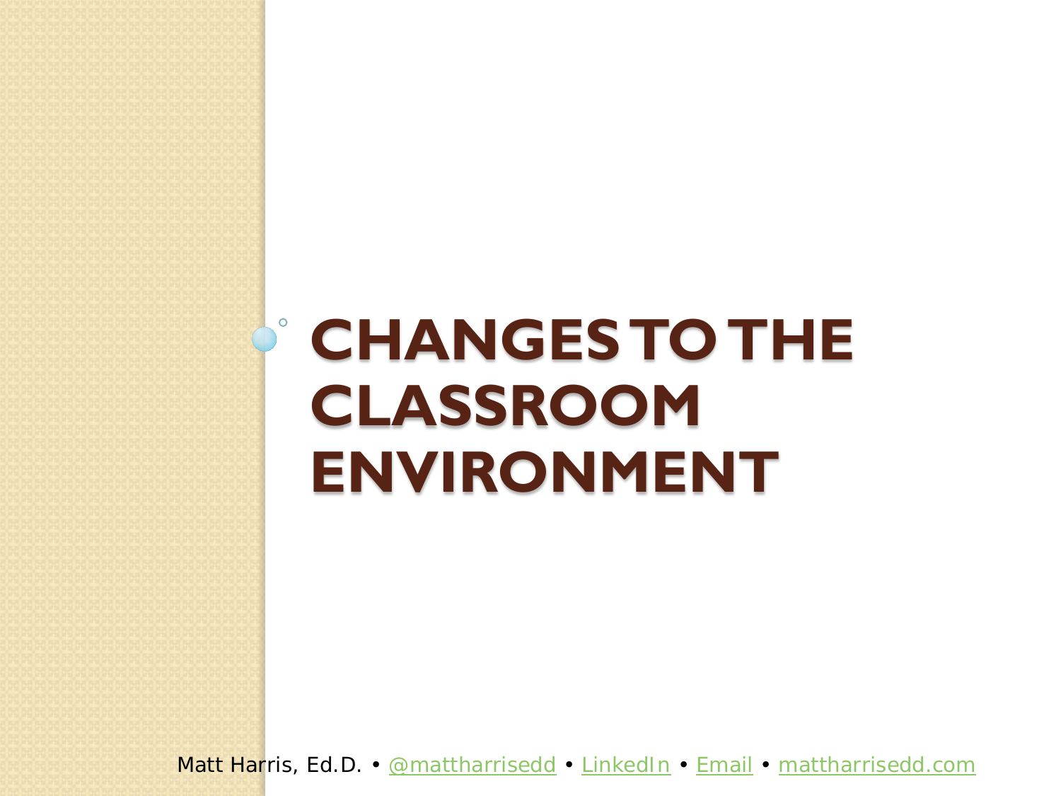# CHANGES TO THE CLASSROOM ENVIRONMENT

Matt Harris, Ed.D. • @mattharrisedd • LinkedIn • Email • mattharrisedd.com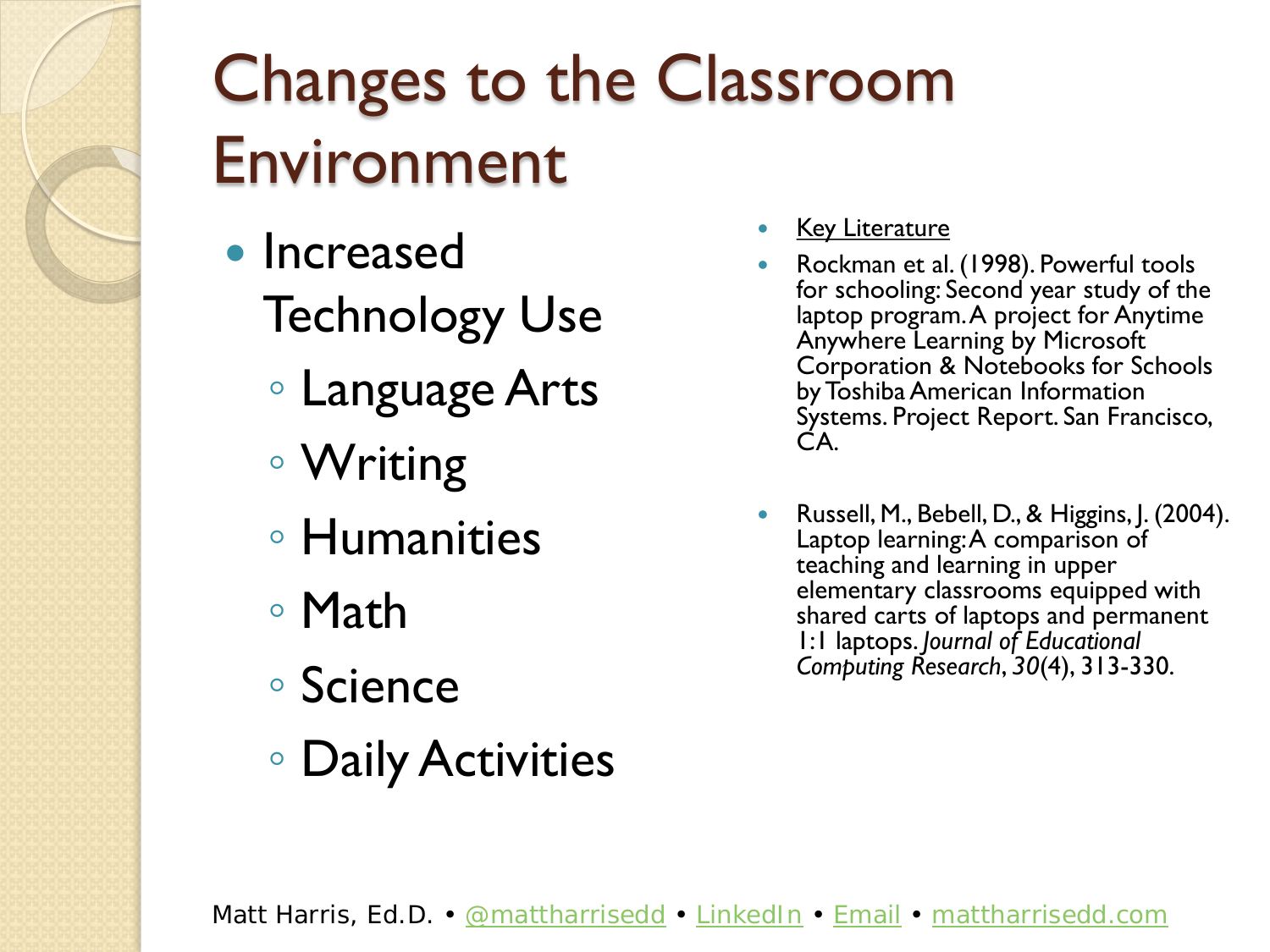# Changes to the Classroom Environment

- Increased Technology Use
  - Language Arts
  - Writing
  - Humanities
  - Math
  - Science
  - Daily Activities

- Key Literature
- Rockman et al. (1998). Powerful tools for schooling: Second year study of the laptop program. A project for Anytime Anywhere Learning by Microsoft Corporation & Notebooks for Schools by Toshiba American Information Systems. Project Report. San Francisco, CA.
- Russell, M., Bebell, D., & Higgins, J. (2004). Laptop learning: A comparison of teaching and learning in upper elementary classrooms equipped with shared carts of laptops and permanent 1:1 laptops. *Journal of Educational Computing Research*, *30*(4), 313-330.

Matt Harris, Ed.D. • @mattharrisedd • LinkedIn • Email • mattharrisedd.com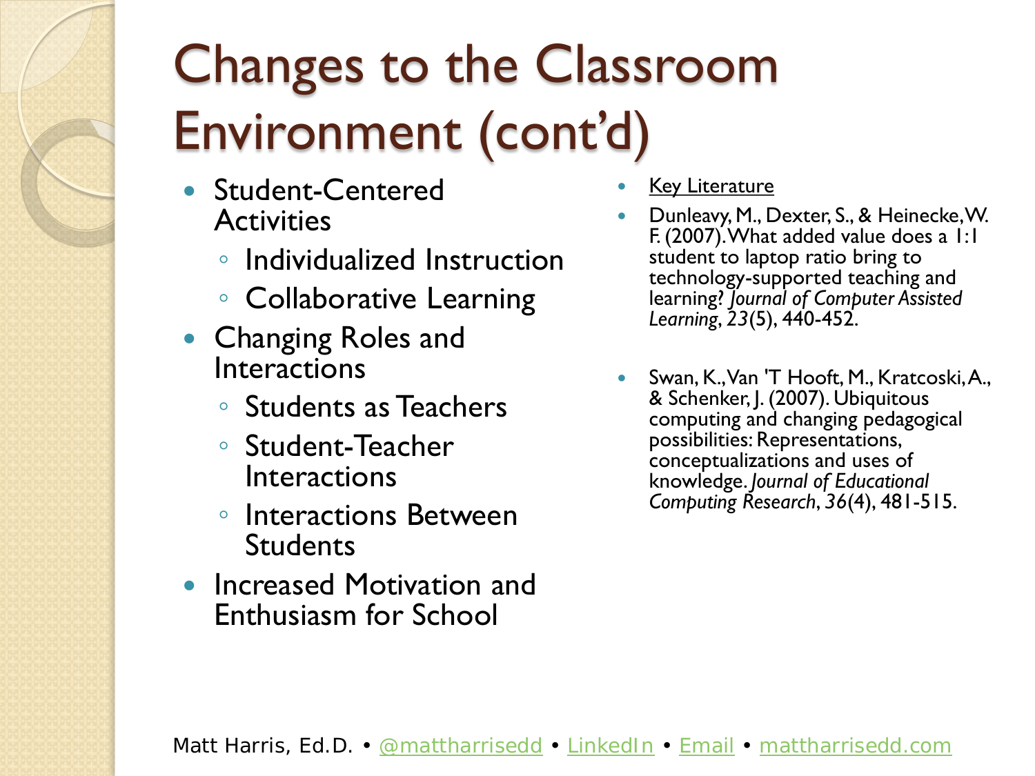# Changes to the Classroom Environment (cont'd)

- Student-Centered Activities
  - Individualized Instruction
  - Collaborative Learning
- Changing Roles and Interactions
  - Students as Teachers
  - Student-Teacher Interactions
  - Interactions Between Students
- Increased Motivation and Enthusiasm for School

- Key Literature
- Dunleavy, M., Dexter, S., & Heinecke, W. F. (2007). What added value does a 1:1 student to laptop ratio bring to technology-supported teaching and learning? *Journal of Computer Assisted Learning*, *23*(5), 440-452.
- Swan, K., Van 'T Hooft, M., Kratcoski, A., & Schenker, J. (2007). Ubiquitous computing and changing pedagogical possibilities: Representations, conceptualizations and uses of knowledge. *Journal of Educational Computing Research*, *36*(4), 481-515.

Matt Harris, Ed.D. • @mattharrisedd • LinkedIn • Email • mattharrisedd.com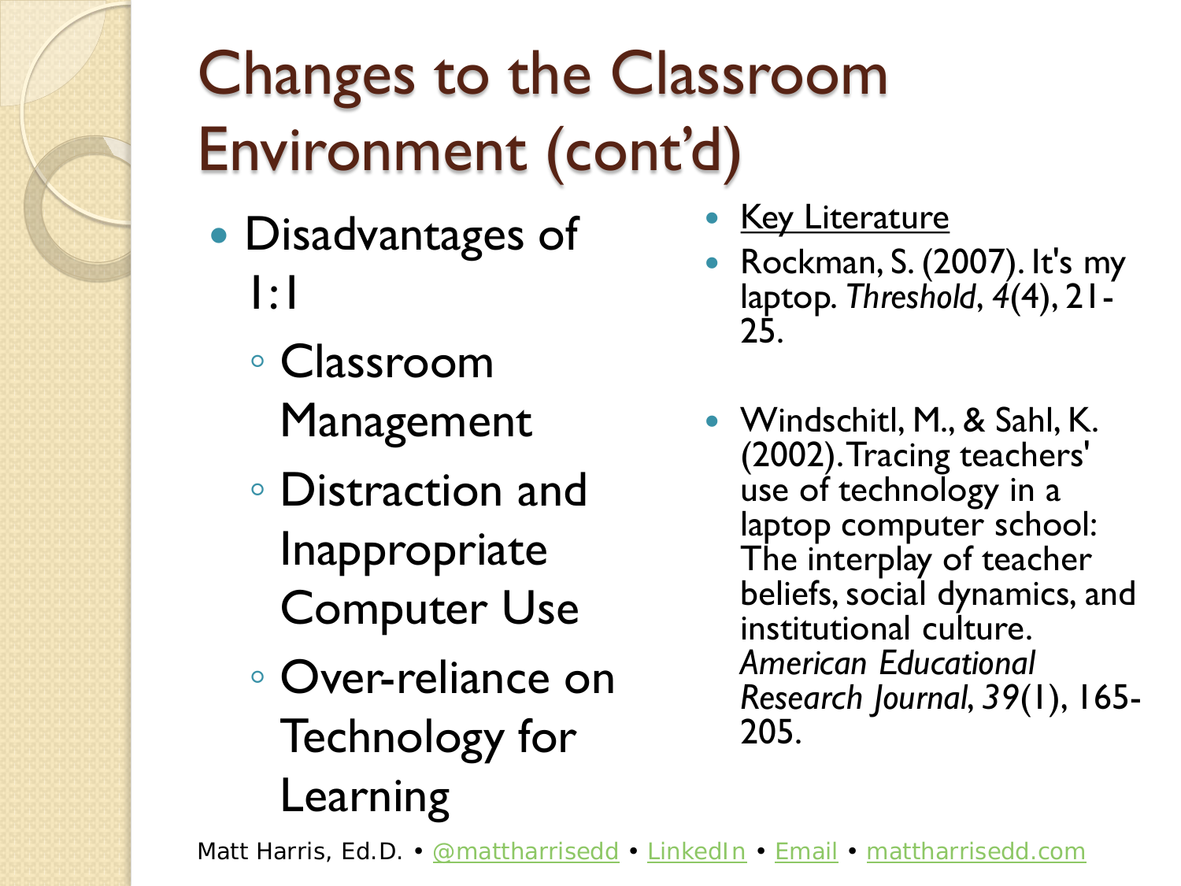# Changes to the Classroom Environment (cont'd)

- Disadvantages of 1:1
  - Classroom Management
  - Distraction and Inappropriate Computer Use
  - Over-reliance on Technology for Learning

- Key Literature
- Rockman, S. (2007). It's my laptop. *Threshold*, *4*(4), 21-25.
- Windschitl, M., & Sahl, K. (2002). Tracing teachers' use of technology in a laptop computer school: The interplay of teacher beliefs, social dynamics, and institutional culture. *American Educational Research Journal*, *39*(1), 165-205.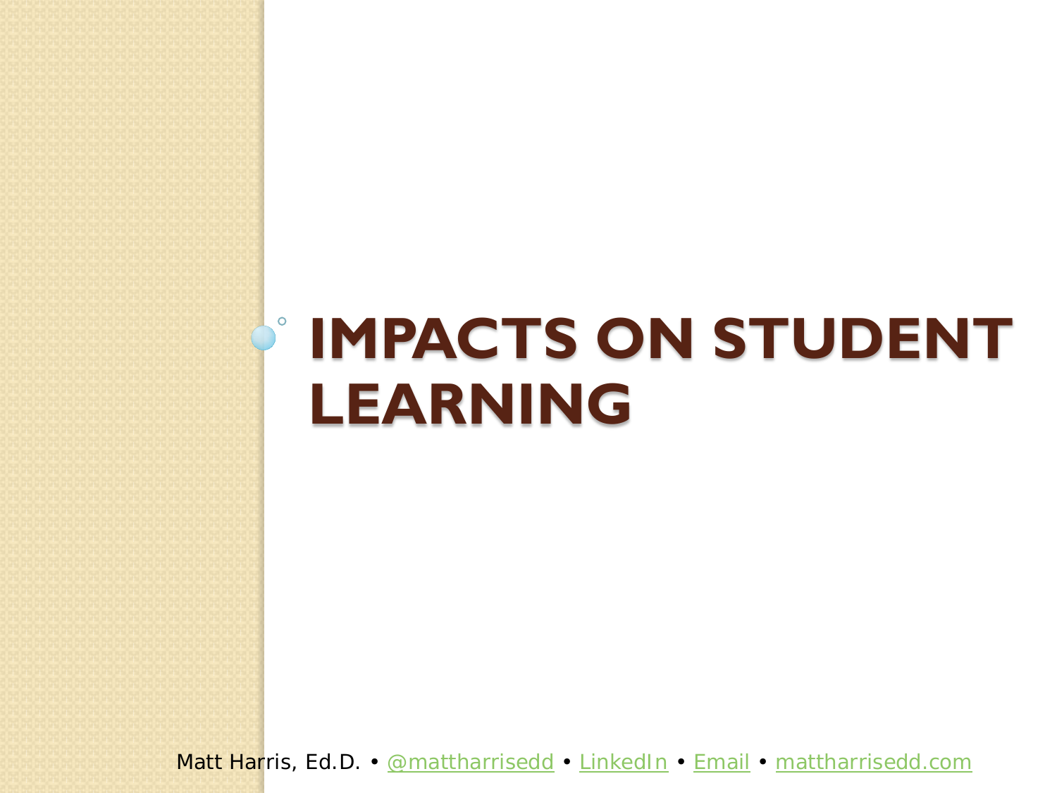# IMPACTS ON STUDENT LEARNING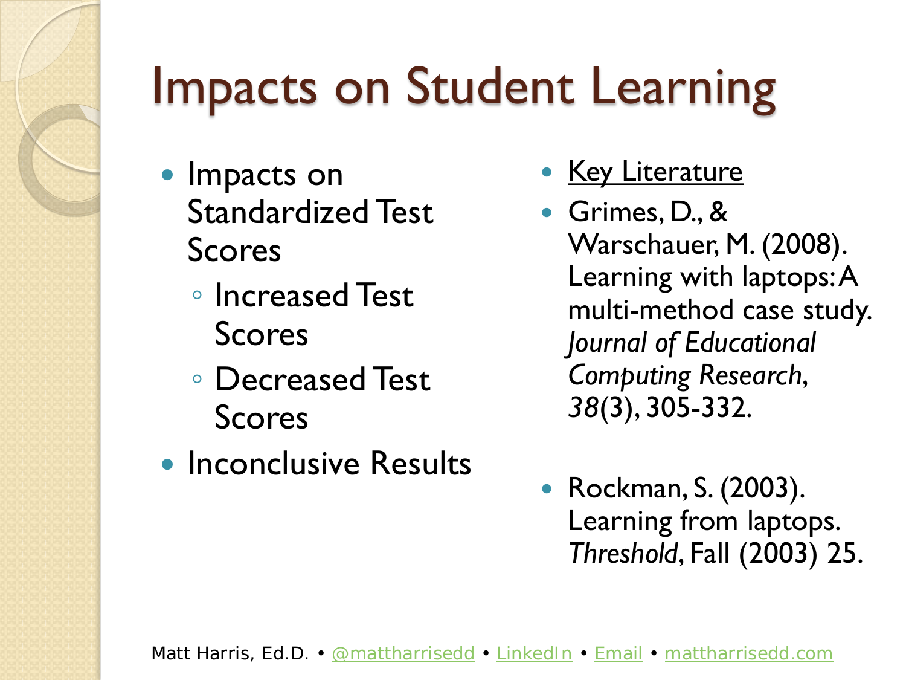# Impacts on Student Learning

- Impacts on Standardized Test Scores
  - Increased Test Scores
  - Decreased Test Scores
- Inconclusive Results

- <u>Key Literature</u>
- Grimes, D., & Warschauer, M. (2008). Learning with laptops: A multi-method case study. *Journal of Educational Computing Research*, *38*(3), 305-332.
- Rockman, S. (2003). Learning from laptops. *Threshold*, Fall (2003) 25.

Matt Harris, Ed.D. • @mattharrisedd • LinkedIn • Email • mattharrisedd.com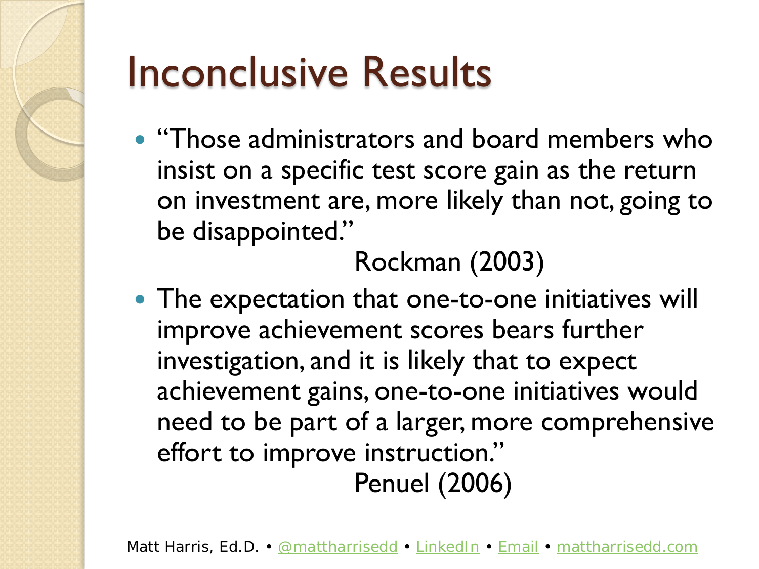# Inconclusive Results

- "Those administrators and board members who insist on a specific test score gain as the return on investment are, more likely than not, going to be disappointed."

  Rockman (2003)

- The expectation that one-to-one initiatives will improve achievement scores bears further investigation, and it is likely that to expect achievement gains, one-to-one initiatives would need to be part of a larger, more comprehensive effort to improve instruction."

  Penuel (2006)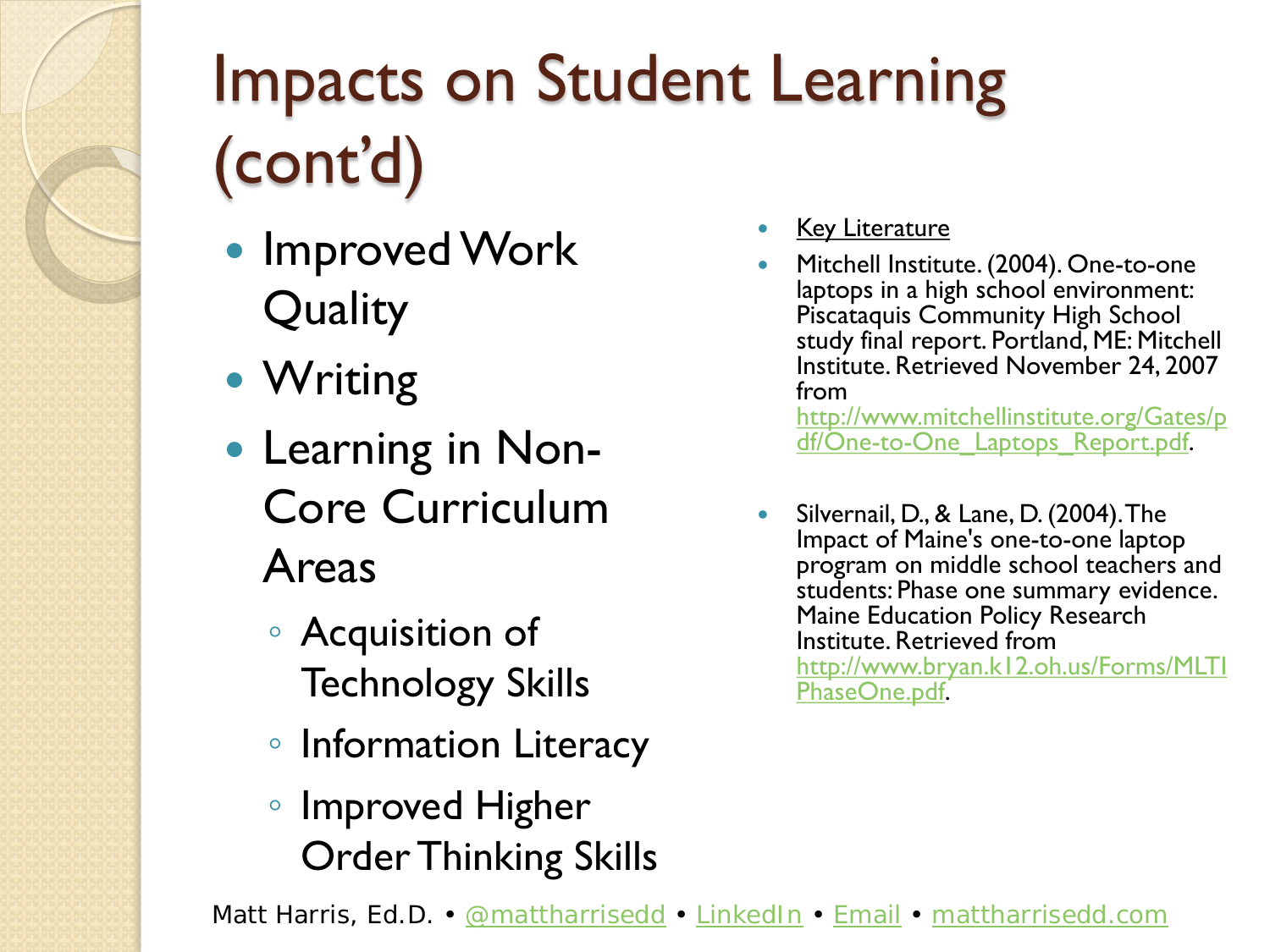# Impacts on Student Learning (cont'd)

- Improved Work Quality
- Writing
- Learning in Non-Core Curriculum Areas
  - Acquisition of Technology Skills
  - Information Literacy
  - Improved Higher Order Thinking Skills

- Key Literature
- Mitchell Institute. (2004). One-to-one laptops in a high school environment: Piscataquis Community High School study final report. Portland, ME: Mitchell Institute. Retrieved November 24, 2007 from http://www.mitchellinstitute.org/Gates/pdf/One-to-One_Laptops_Report.pdf.
- Silvernail, D., & Lane, D. (2004). The Impact of Maine's one-to-one laptop program on middle school teachers and students: Phase one summary evidence. Maine Education Policy Research Institute. Retrieved from http://www.bryan.k12.oh.us/Forms/MLTIPhaseOne.pdf.

Matt Harris, Ed.D. • @mattharrisedd • LinkedIn • Email • mattharrisedd.com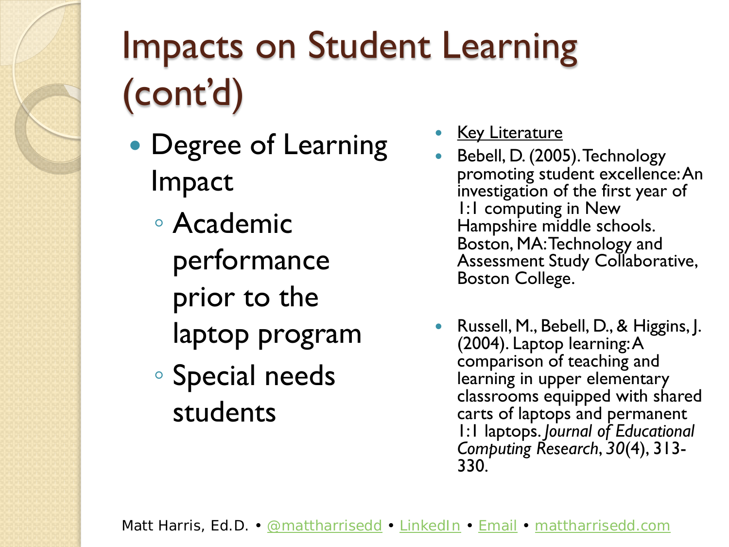# Impacts on Student Learning (cont'd)

- Degree of Learning Impact
  - Academic performance prior to the laptop program
  - Special needs students

- <u>Key Literature</u>
- Bebell, D. (2005). Technology promoting student excellence: An investigation of the first year of 1:1 computing in New Hampshire middle schools. Boston, MA: Technology and Assessment Study Collaborative, Boston College.
- Russell, M., Bebell, D., & Higgins, J. (2004). Laptop learning: A comparison of teaching and learning in upper elementary classrooms equipped with shared carts of laptops and permanent 1:1 laptops. *Journal of Educational Computing Research*, *30*(4), 313-330.

Matt Harris, Ed.D. • @mattharrisedd • LinkedIn • Email • mattharrisedd.com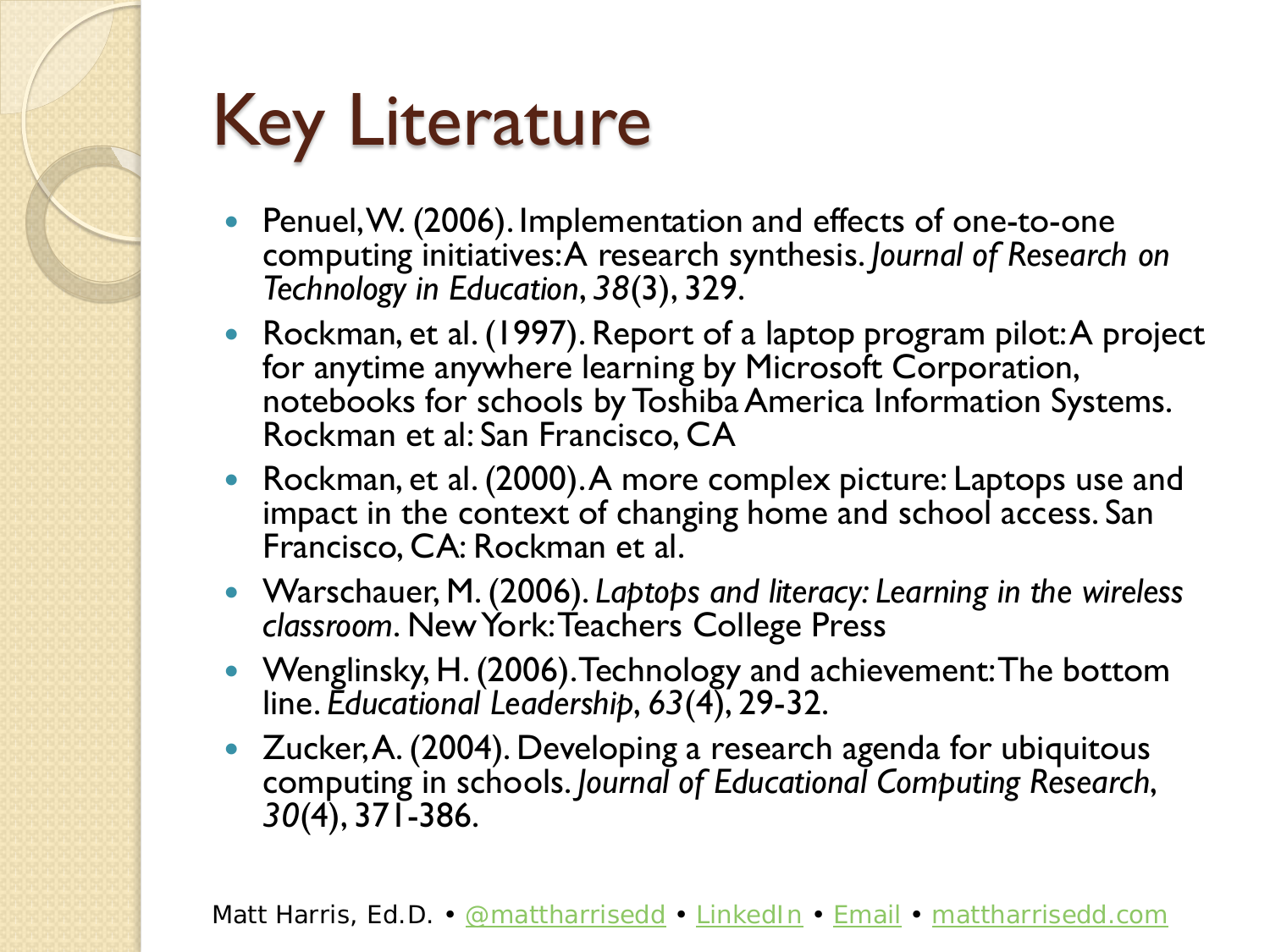# Key Literature

- Penuel, W. (2006). Implementation and effects of one-to-one computing initiatives: A research synthesis. *Journal of Research on Technology in Education*, *38*(3), 329.
- Rockman, et al. (1997). Report of a laptop program pilot: A project for anytime anywhere learning by Microsoft Corporation, notebooks for schools by Toshiba America Information Systems. Rockman et al: San Francisco, CA
- Rockman, et al. (2000). A more complex picture: Laptops use and impact in the context of changing home and school access. San Francisco, CA: Rockman et al.
- Warschauer, M. (2006). *Laptops and literacy: Learning in the wireless classroom*. New York: Teachers College Press
- Wenglinsky, H. (2006). Technology and achievement: The bottom line. *Educational Leadership*, *63*(4), 29-32.
- Zucker, A. (2004). Developing a research agenda for ubiquitous computing in schools. *Journal of Educational Computing Research*, *30*(4), 371-386.

Matt Harris, Ed.D. • @mattharrisedd • LinkedIn • Email • mattharrisedd.com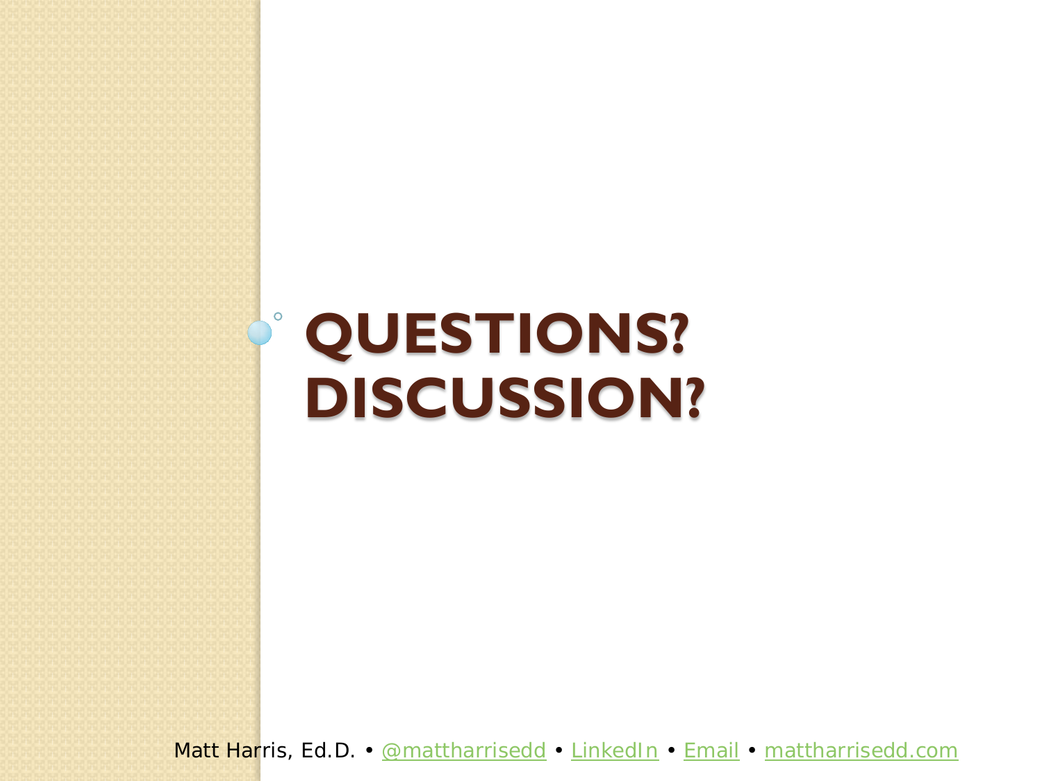# QUESTIONS? DISCUSSION?

Matt Harris, Ed.D. • @mattharrisedd • LinkedIn • Email • mattharrisedd.com